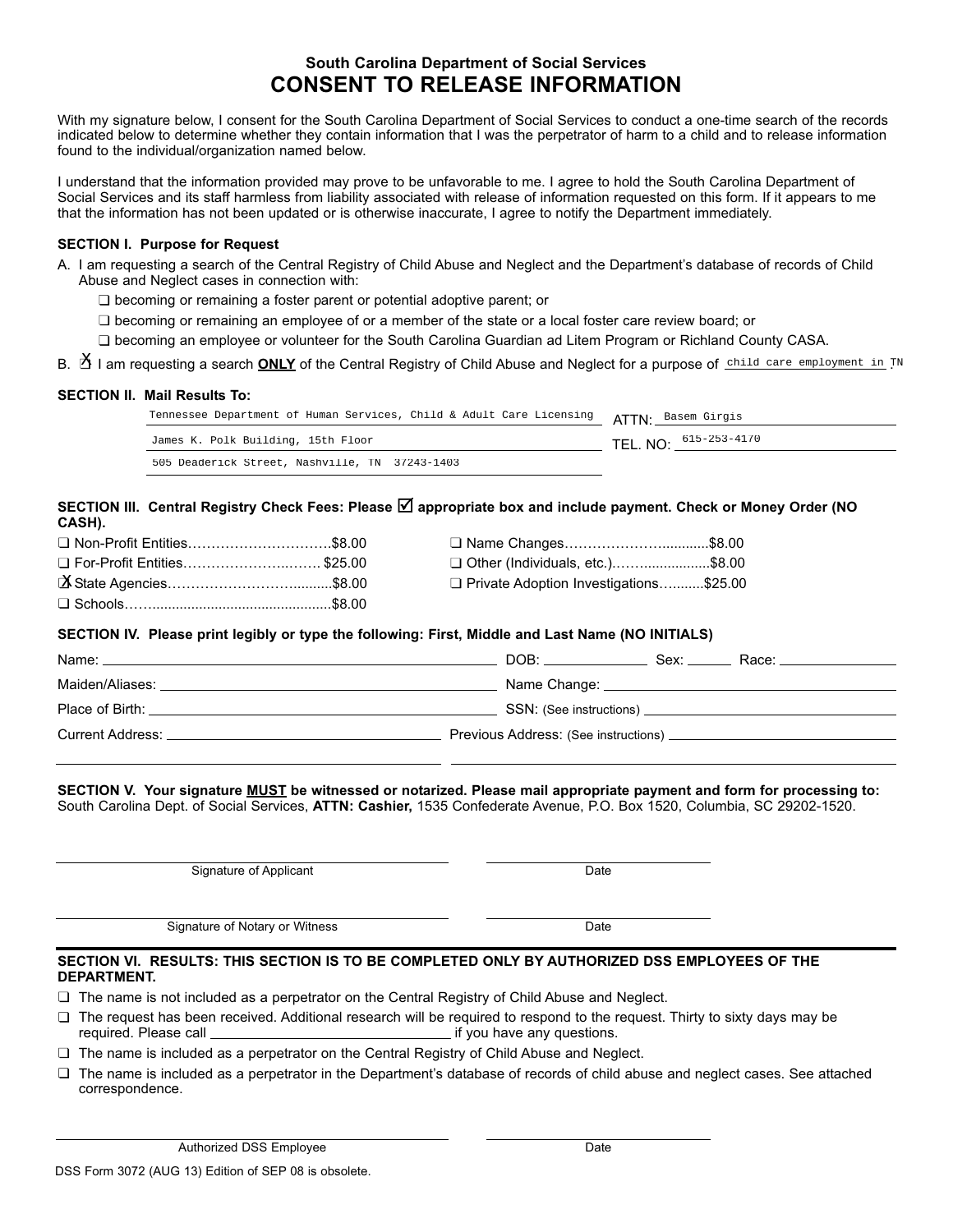## South Carolina Department of Social Services

# CONSENT TO RELEASE INFORMATION

With my signature below, I consent for the South Carolina Department of Social Services to conduct a one-time search of the records indicated below to determine whether they contain information that I was the perpetrator of harm to a child and to release information found to the individual/organization named below.

I understand that the information provided may prove to be unfavorable to me. I agree to hold the South Carolina Department of Social Services and its staff harmless from liability associated with release of information requested on this form. If it appears to me that the information has not been updated or is otherwise inaccurate, I agree to notify the Department immediately.

**SECTION I. Purpose for Request**

A. I am requesting a search of the Central Registry of Child Abuse and Neglect and the Department's database of records of Child Abuse and Neglect cases in connection with:

- ❑ becoming or remaining a foster parent or potential adoptive parent; or
- ❑ becoming or remaining an employee of or a member of the state or a local foster care review board; or
- ❑ becoming an employee or volunteer for the South Carolina Guardian ad Litem Program or Richland County CASA.

B. ☒ I am requesting a search **ONLY** of the Central Registry of Child Abuse and Neglect for a purpose of child care employment in TN.

**SECTION II. Mail Results To:**

Tennessee Department of Human Services, Child & Adult Care Licensing
James K. Polk Building, 15th Floor
505 Deaderick Street, Nashville, TN 37243-1403

ATTN: Basem Girgis
TEL. NO: 615-253-4170

**SECTION III. Central Registry Check Fees: Please ☑ appropriate box and include payment. Check or Money Order (NO CASH).**

- ❑ Non-Profit Entities....$8.00
- ❑ For-Profit Entities.... $25.00
- ☒ State Agencies....$8.00
- ❑ Schools....$8.00
- ❑ Name Changes....$8.00
- ❑ Other (Individuals, etc.)....$8.00
- ❑ Private Adoption Investigations....$25.00

**SECTION IV. Please print legibly or type the following: First, Middle and Last Name (NO INITIALS)**

Name: ______________________ DOB: __________ Sex: ______ Race: __________

Maiden/Aliases: ______________________ Name Change: ______________________

Place of Birth: ______________________ SSN: (See instructions) ______________________

Current Address: ______________________ Previous Address: (See instructions) ______________________

**SECTION V. Your signature MUST be witnessed or notarized. Please mail appropriate payment and form for processing to:** South Carolina Dept. of Social Services, **ATTN: Cashier,** 1535 Confederate Avenue, P.O. Box 1520, Columbia, SC 29202-1520.

______________________ Signature of Applicant ______________ Date

______________________ Signature of Notary or Witness ______________ Date

**SECTION VI. RESULTS: THIS SECTION IS TO BE COMPLETED ONLY BY AUTHORIZED DSS EMPLOYEES OF THE DEPARTMENT.**

- ❑ The name is not included as a perpetrator on the Central Registry of Child Abuse and Neglect.
- ❑ The request has been received. Additional research will be required to respond to the request. Thirty to sixty days may be required. Please call ______________________ if you have any questions.
- ❑ The name is included as a perpetrator on the Central Registry of Child Abuse and Neglect.
- ❑ The name is included as a perpetrator in the Department's database of records of child abuse and neglect cases. See attached correspondence.

______________________ Authorized DSS Employee ______________ Date

DSS Form 3072 (AUG 13) Edition of SEP 08 is obsolete.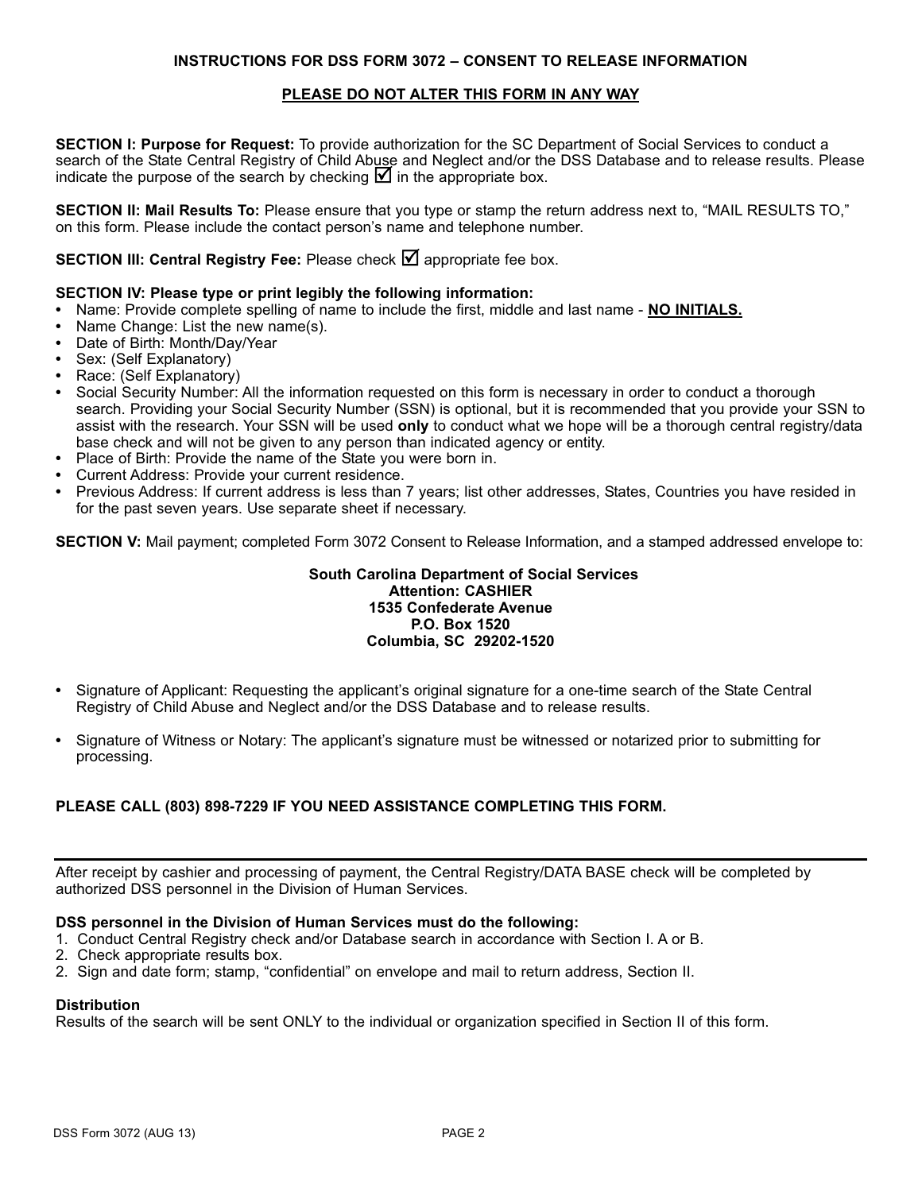# INSTRUCTIONS FOR DSS FORM 3072 – CONSENT TO RELEASE INFORMATION

**PLEASE DO NOT ALTER THIS FORM IN ANY WAY**

**SECTION I: Purpose for Request:** To provide authorization for the SC Department of Social Services to conduct a search of the State Central Registry of Child Abuse and Neglect and/or the DSS Database and to release results. Please indicate the purpose of the search by checking ☑ in the appropriate box.

**SECTION II: Mail Results To:** Please ensure that you type or stamp the return address next to, "MAIL RESULTS TO," on this form. Please include the contact person's name and telephone number.

**SECTION III: Central Registry Fee:** Please check ☑ appropriate fee box.

**SECTION IV: Please type or print legibly the following information:**

- Name: Provide complete spelling of name to include the first, middle and last name - **NO INITIALS.**
- Name Change: List the new name(s).
- Date of Birth: Month/Day/Year
- Sex: (Self Explanatory)
- Race: (Self Explanatory)
- Social Security Number: All the information requested on this form is necessary in order to conduct a thorough search. Providing your Social Security Number (SSN) is optional, but it is recommended that you provide your SSN to assist with the research. Your SSN will be used **only** to conduct what we hope will be a thorough central registry/data base check and will not be given to any person than indicated agency or entity.
- Place of Birth: Provide the name of the State you were born in.
- Current Address: Provide your current residence.
- Previous Address: If current address is less than 7 years; list other addresses, States, Countries you have resided in for the past seven years. Use separate sheet if necessary.

**SECTION V:** Mail payment; completed Form 3072 Consent to Release Information, and a stamped addressed envelope to:

**South Carolina Department of Social Services**
**Attention: CASHIER**
**1535 Confederate Avenue**
**P.O. Box 1520**
**Columbia, SC 29202-1520**

- Signature of Applicant: Requesting the applicant's original signature for a one-time search of the State Central Registry of Child Abuse and Neglect and/or the DSS Database and to release results.
- Signature of Witness or Notary: The applicant's signature must be witnessed or notarized prior to submitting for processing.

**PLEASE CALL (803) 898-7229 IF YOU NEED ASSISTANCE COMPLETING THIS FORM.**

---

After receipt by cashier and processing of payment, the Central Registry/DATA BASE check will be completed by authorized DSS personnel in the Division of Human Services.

**DSS personnel in the Division of Human Services must do the following:**

1. Conduct Central Registry check and/or Database search in accordance with Section I. A or B.
2. Check appropriate results box.
2. Sign and date form; stamp, "confidential" on envelope and mail to return address, Section II.

**Distribution**

Results of the search will be sent ONLY to the individual or organization specified in Section II of this form.

DSS Form 3072 (AUG 13)